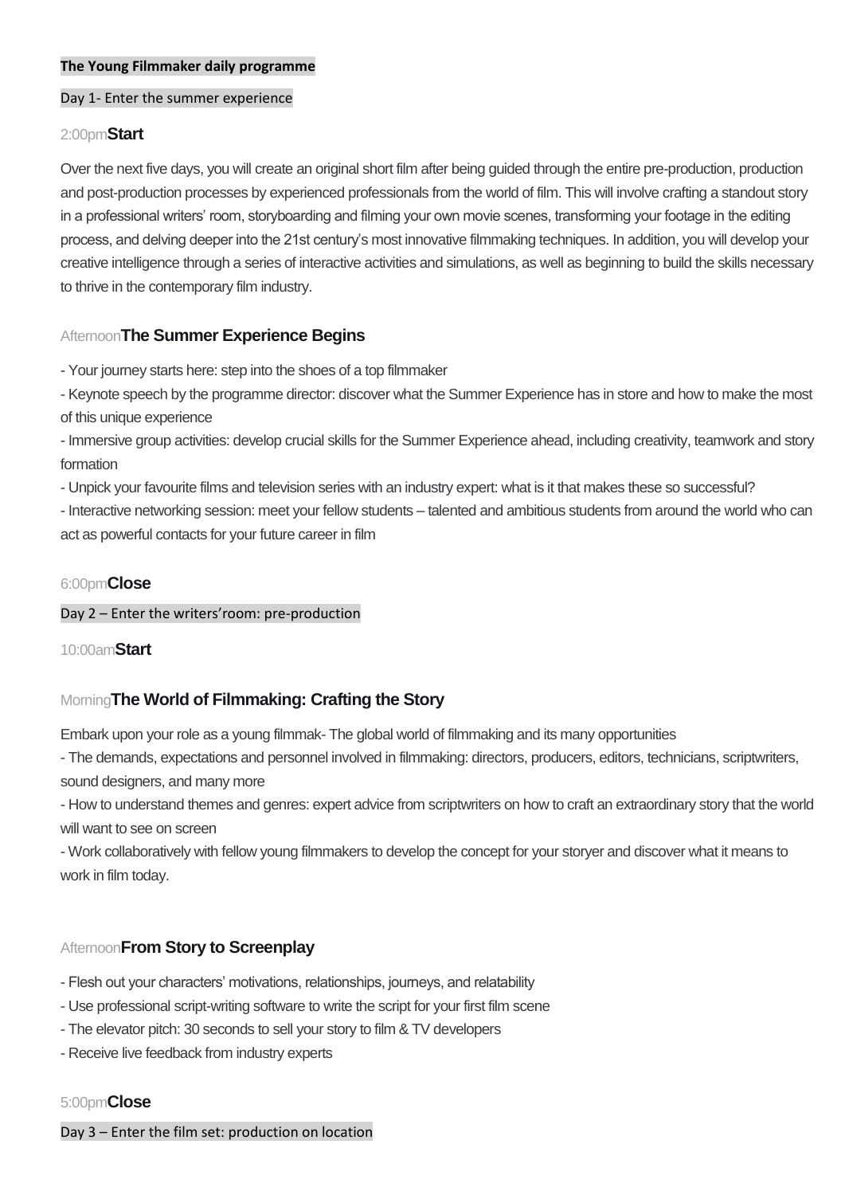**The Young Filmmaker daily programme**

Day 1- Enter the summer experience

2:00pm**Start**

Over the next five days, you will create an original short film after being guided through the entire pre-production, production and post-production processes by experienced professionals from the world of film. This will involve crafting a standout story in a professional writers' room, storyboarding and filming your own movie scenes, transforming your footage in the editing process, and delving deeper into the 21st century's most innovative filmmaking techniques. In addition, you will develop your creative intelligence through a series of interactive activities and simulations, as well as beginning to build the skills necessary to thrive in the contemporary film industry.

Afternoon**The Summer Experience Begins**

- Your journey starts here: step into the shoes of a top filmmaker
- Keynote speech by the programme director: discover what the Summer Experience has in store and how to make the most of this unique experience
- Immersive group activities: develop crucial skills for the Summer Experience ahead, including creativity, teamwork and story formation
- Unpick your favourite films and television series with an industry expert: what is it that makes these so successful?
- Interactive networking session: meet your fellow students – talented and ambitious students from around the world who can act as powerful contacts for your future career in film

6:00pm**Close**

Day 2 – Enter the writers'room: pre-production

10:00am**Start**

Morning**The World of Filmmaking: Crafting the Story**

Embark upon your role as a young filmmak- The global world of filmmaking and its many opportunities

- The demands, expectations and personnel involved in filmmaking: directors, producers, editors, technicians, scriptwriters, sound designers, and many more
- How to understand themes and genres: expert advice from scriptwriters on how to craft an extraordinary story that the world will want to see on screen
- Work collaboratively with fellow young filmmakers to develop the concept for your storyer and discover what it means to work in film today.

Afternoon**From Story to Screenplay**

- Flesh out your characters' motivations, relationships, journeys, and relatability
- Use professional script-writing software to write the script for your first film scene
- The elevator pitch: 30 seconds to sell your story to film & TV developers
- Receive live feedback from industry experts

5:00pm**Close**

Day 3 – Enter the film set: production on location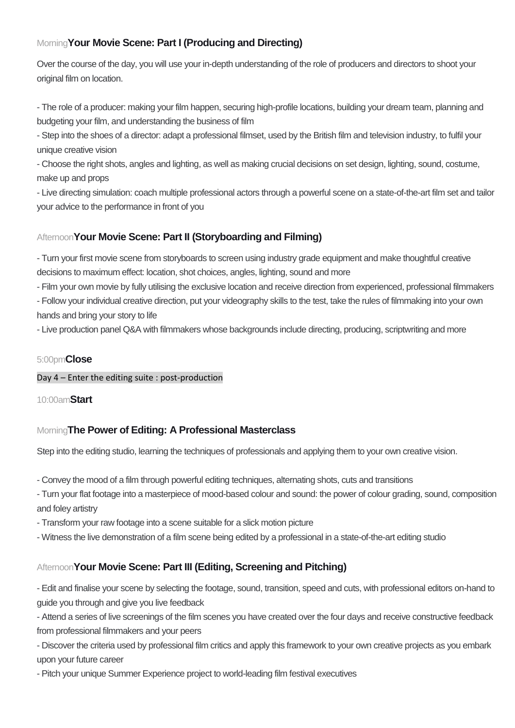Morning **Your Movie Scene: Part I (Producing and Directing)**

Over the course of the day, you will use your in-depth understanding of the role of producers and directors to shoot your original film on location.

- The role of a producer: making your film happen, securing high-profile locations, building your dream team, planning and budgeting your film, and understanding the business of film
- Step into the shoes of a director: adapt a professional filmset, used by the British film and television industry, to fulfil your unique creative vision
- Choose the right shots, angles and lighting, as well as making crucial decisions on set design, lighting, sound, costume, make up and props
- Live directing simulation: coach multiple professional actors through a powerful scene on a state-of-the-art film set and tailor your advice to the performance in front of you

Afternoon **Your Movie Scene: Part II (Storyboarding and Filming)**

- Turn your first movie scene from storyboards to screen using industry grade equipment and make thoughtful creative decisions to maximum effect: location, shot choices, angles, lighting, sound and more
- Film your own movie by fully utilising the exclusive location and receive direction from experienced, professional filmmakers
- Follow your individual creative direction, put your videography skills to the test, take the rules of filmmaking into your own hands and bring your story to life
- Live production panel Q&A with filmmakers whose backgrounds include directing, producing, scriptwriting and more

5:00pm **Close**

Day 4 – Enter the editing suite : post-production

10:00am **Start**

Morning **The Power of Editing: A Professional Masterclass**

Step into the editing studio, learning the techniques of professionals and applying them to your own creative vision.

- Convey the mood of a film through powerful editing techniques, alternating shots, cuts and transitions
- Turn your flat footage into a masterpiece of mood-based colour and sound: the power of colour grading, sound, composition and foley artistry
- Transform your raw footage into a scene suitable for a slick motion picture
- Witness the live demonstration of a film scene being edited by a professional in a state-of-the-art editing studio

Afternoon **Your Movie Scene: Part III (Editing, Screening and Pitching)**

- Edit and finalise your scene by selecting the footage, sound, transition, speed and cuts, with professional editors on-hand to guide you through and give you live feedback
- Attend a series of live screenings of the film scenes you have created over the four days and receive constructive feedback from professional filmmakers and your peers
- Discover the criteria used by professional film critics and apply this framework to your own creative projects as you embark upon your future career
- Pitch your unique Summer Experience project to world-leading film festival executives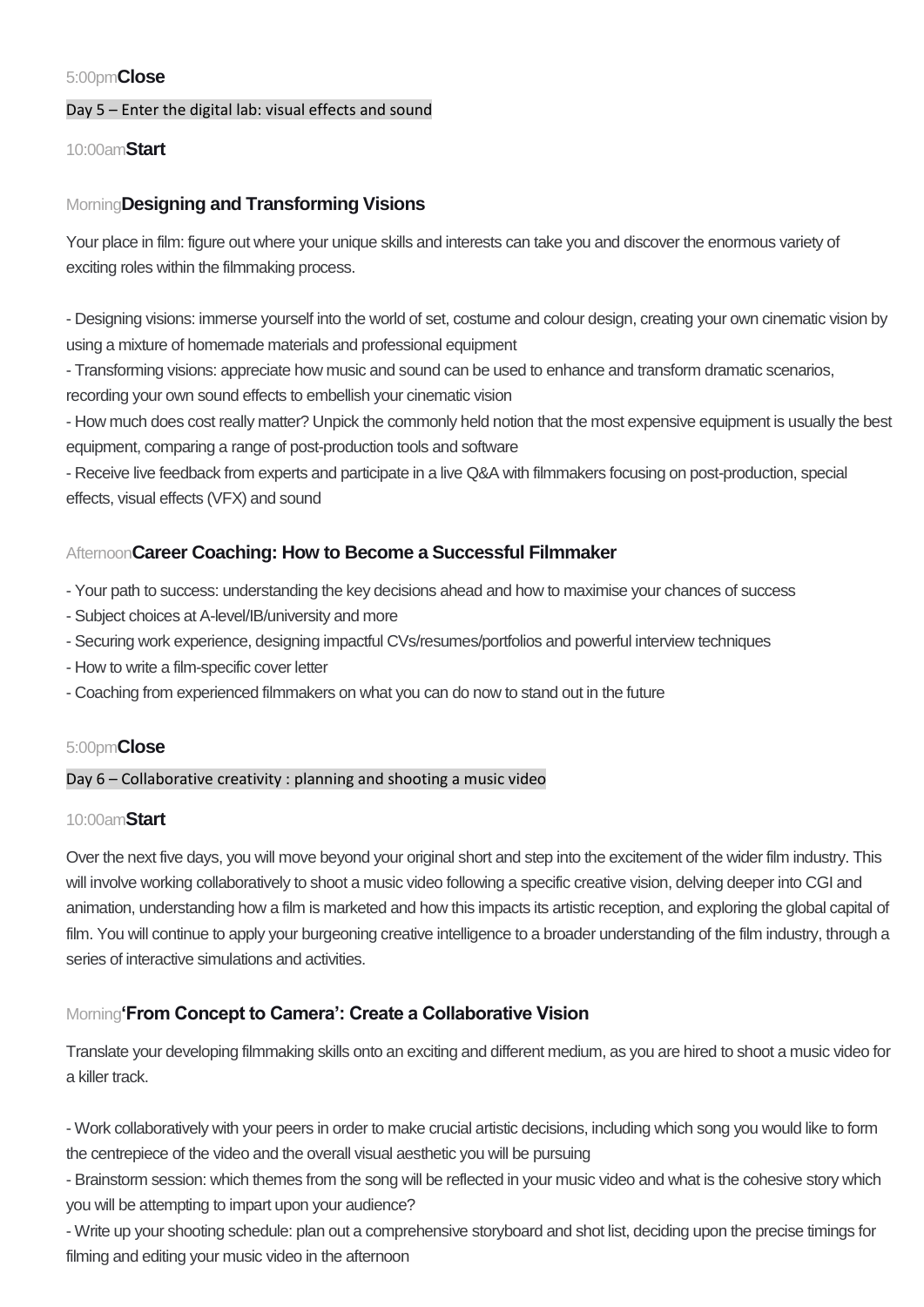5:00pm **Close**

## Day 5 – Enter the digital lab: visual effects and sound

10:00am **Start**

### Morning **Designing and Transforming Visions**

Your place in film: figure out where your unique skills and interests can take you and discover the enormous variety of exciting roles within the filmmaking process.

- Designing visions: immerse yourself into the world of set, costume and colour design, creating your own cinematic vision by using a mixture of homemade materials and professional equipment
- Transforming visions: appreciate how music and sound can be used to enhance and transform dramatic scenarios, recording your own sound effects to embellish your cinematic vision
- How much does cost really matter? Unpick the commonly held notion that the most expensive equipment is usually the best equipment, comparing a range of post-production tools and software
- Receive live feedback from experts and participate in a live Q&A with filmmakers focusing on post-production, special effects, visual effects (VFX) and sound

### Afternoon **Career Coaching: How to Become a Successful Filmmaker**

- Your path to success: understanding the key decisions ahead and how to maximise your chances of success
- Subject choices at A-level/IB/university and more
- Securing work experience, designing impactful CVs/resumes/portfolios and powerful interview techniques
- How to write a film-specific cover letter
- Coaching from experienced filmmakers on what you can do now to stand out in the future

5:00pm **Close**

## Day 6 – Collaborative creativity : planning and shooting a music video

10:00am **Start**

Over the next five days, you will move beyond your original short and step into the excitement of the wider film industry. This will involve working collaboratively to shoot a music video following a specific creative vision, delving deeper into CGI and animation, understanding how a film is marketed and how this impacts its artistic reception, and exploring the global capital of film. You will continue to apply your burgeoning creative intelligence to a broader understanding of the film industry, through a series of interactive simulations and activities.

### Morning **'From Concept to Camera': Create a Collaborative Vision**

Translate your developing filmmaking skills onto an exciting and different medium, as you are hired to shoot a music video for a killer track.

- Work collaboratively with your peers in order to make crucial artistic decisions, including which song you would like to form the centrepiece of the video and the overall visual aesthetic you will be pursuing
- Brainstorm session: which themes from the song will be reflected in your music video and what is the cohesive story which you will be attempting to impart upon your audience?
- Write up your shooting schedule: plan out a comprehensive storyboard and shot list, deciding upon the precise timings for filming and editing your music video in the afternoon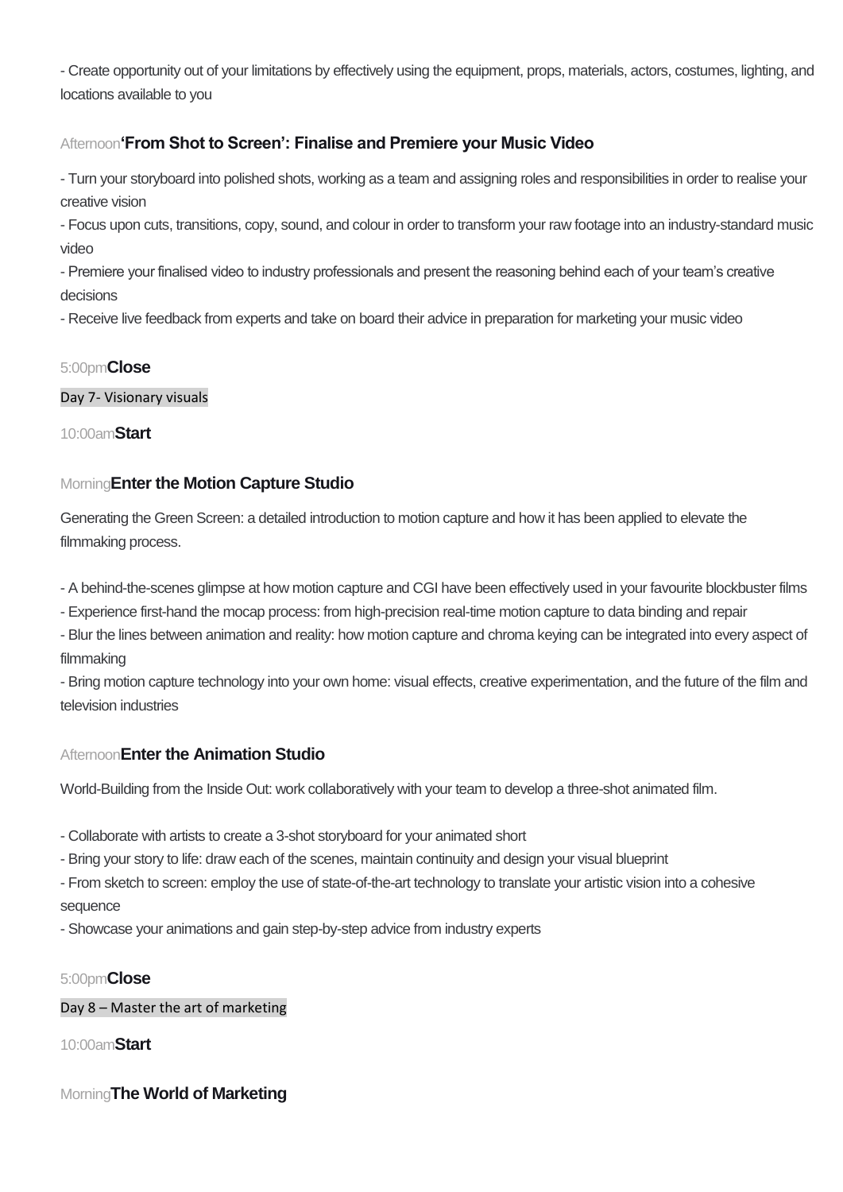- Create opportunity out of your limitations by effectively using the equipment, props, materials, actors, costumes, lighting, and locations available to you

Afternoon**'From Shot to Screen': Finalise and Premiere your Music Video**

- Turn your storyboard into polished shots, working as a team and assigning roles and responsibilities in order to realise your creative vision
- Focus upon cuts, transitions, copy, sound, and colour in order to transform your raw footage into an industry-standard music video
- Premiere your finalised video to industry professionals and present the reasoning behind each of your team's creative decisions
- Receive live feedback from experts and take on board their advice in preparation for marketing your music video

5:00pm**Close**

Day 7- Visionary visuals

10:00am**Start**

Morning**Enter the Motion Capture Studio**

Generating the Green Screen: a detailed introduction to motion capture and how it has been applied to elevate the filmmaking process.

- A behind-the-scenes glimpse at how motion capture and CGI have been effectively used in your favourite blockbuster films
- Experience first-hand the mocap process: from high-precision real-time motion capture to data binding and repair
- Blur the lines between animation and reality: how motion capture and chroma keying can be integrated into every aspect of filmmaking
- Bring motion capture technology into your own home: visual effects, creative experimentation, and the future of the film and television industries

Afternoon**Enter the Animation Studio**

World-Building from the Inside Out: work collaboratively with your team to develop a three-shot animated film.

- Collaborate with artists to create a 3-shot storyboard for your animated short
- Bring your story to life: draw each of the scenes, maintain continuity and design your visual blueprint
- From sketch to screen: employ the use of state-of-the-art technology to translate your artistic vision into a cohesive sequence
- Showcase your animations and gain step-by-step advice from industry experts

5:00pm**Close**

Day 8 – Master the art of marketing

10:00am**Start**

Morning**The World of Marketing**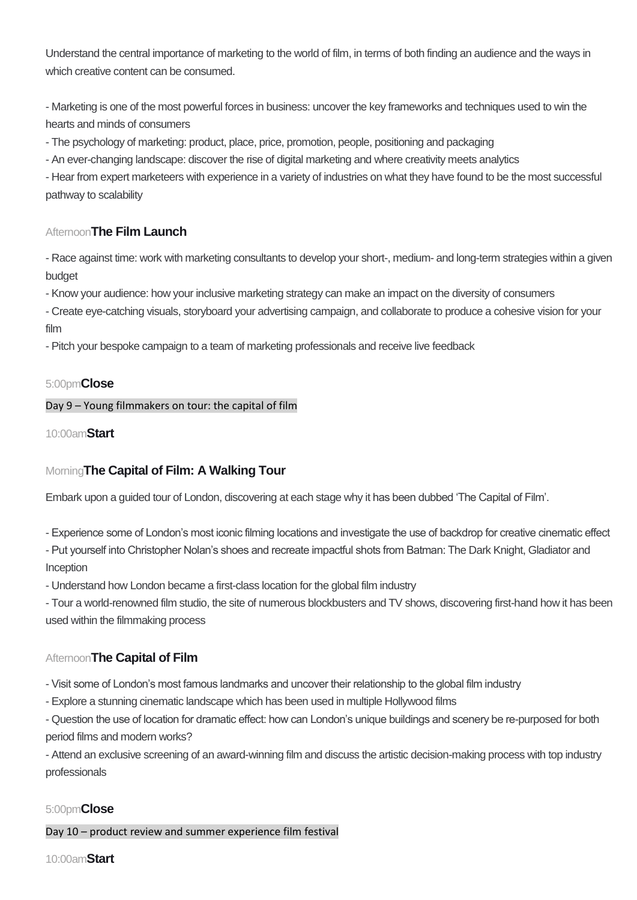Understand the central importance of marketing to the world of film, in terms of both finding an audience and the ways in which creative content can be consumed.

- Marketing is one of the most powerful forces in business: uncover the key frameworks and techniques used to win the hearts and minds of consumers
- The psychology of marketing: product, place, price, promotion, people, positioning and packaging
- An ever-changing landscape: discover the rise of digital marketing and where creativity meets analytics
- Hear from expert marketeers with experience in a variety of industries on what they have found to be the most successful pathway to scalability

Afternoon **The Film Launch**

- Race against time: work with marketing consultants to develop your short-, medium- and long-term strategies within a given budget
- Know your audience: how your inclusive marketing strategy can make an impact on the diversity of consumers
- Create eye-catching visuals, storyboard your advertising campaign, and collaborate to produce a cohesive vision for your film
- Pitch your bespoke campaign to a team of marketing professionals and receive live feedback

5:00pm **Close**

Day 9 – Young filmmakers on tour: the capital of film

10:00am **Start**

Morning **The Capital of Film: A Walking Tour**

Embark upon a guided tour of London, discovering at each stage why it has been dubbed 'The Capital of Film'.

- Experience some of London's most iconic filming locations and investigate the use of backdrop for creative cinematic effect
- Put yourself into Christopher Nolan's shoes and recreate impactful shots from Batman: The Dark Knight, Gladiator and Inception
- Understand how London became a first-class location for the global film industry
- Tour a world-renowned film studio, the site of numerous blockbusters and TV shows, discovering first-hand how it has been used within the filmmaking process

Afternoon **The Capital of Film**

- Visit some of London's most famous landmarks and uncover their relationship to the global film industry
- Explore a stunning cinematic landscape which has been used in multiple Hollywood films
- Question the use of location for dramatic effect: how can London's unique buildings and scenery be re-purposed for both period films and modern works?
- Attend an exclusive screening of an award-winning film and discuss the artistic decision-making process with top industry professionals

5:00pm **Close**

Day 10 – product review and summer experience film festival

10:00am **Start**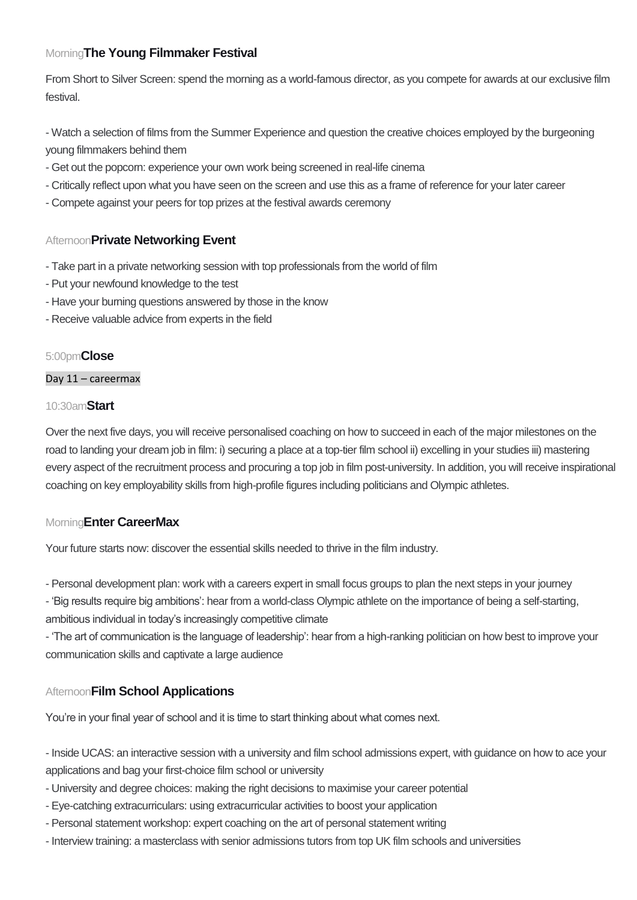Morning **The Young Filmmaker Festival**

From Short to Silver Screen: spend the morning as a world-famous director, as you compete for awards at our exclusive film festival.

- Watch a selection of films from the Summer Experience and question the creative choices employed by the burgeoning young filmmakers behind them
- Get out the popcorn: experience your own work being screened in real-life cinema
- Critically reflect upon what you have seen on the screen and use this as a frame of reference for your later career
- Compete against your peers for top prizes at the festival awards ceremony

Afternoon **Private Networking Event**

- Take part in a private networking session with top professionals from the world of film
- Put your newfound knowledge to the test
- Have your burning questions answered by those in the know
- Receive valuable advice from experts in the field

5:00pm **Close**

Day 11 – careermax

10:30am **Start**

Over the next five days, you will receive personalised coaching on how to succeed in each of the major milestones on the road to landing your dream job in film: i) securing a place at a top-tier film school ii) excelling in your studies iii) mastering every aspect of the recruitment process and procuring a top job in film post-university. In addition, you will receive inspirational coaching on key employability skills from high-profile figures including politicians and Olympic athletes.

Morning **Enter CareerMax**

Your future starts now: discover the essential skills needed to thrive in the film industry.

- Personal development plan: work with a careers expert in small focus groups to plan the next steps in your journey
- 'Big results require big ambitions': hear from a world-class Olympic athlete on the importance of being a self-starting, ambitious individual in today's increasingly competitive climate
- 'The art of communication is the language of leadership': hear from a high-ranking politician on how best to improve your communication skills and captivate a large audience

Afternoon **Film School Applications**

You're in your final year of school and it is time to start thinking about what comes next.

- Inside UCAS: an interactive session with a university and film school admissions expert, with guidance on how to ace your applications and bag your first-choice film school or university
- University and degree choices: making the right decisions to maximise your career potential
- Eye-catching extracurriculars: using extracurricular activities to boost your application
- Personal statement workshop: expert coaching on the art of personal statement writing
- Interview training: a masterclass with senior admissions tutors from top UK film schools and universities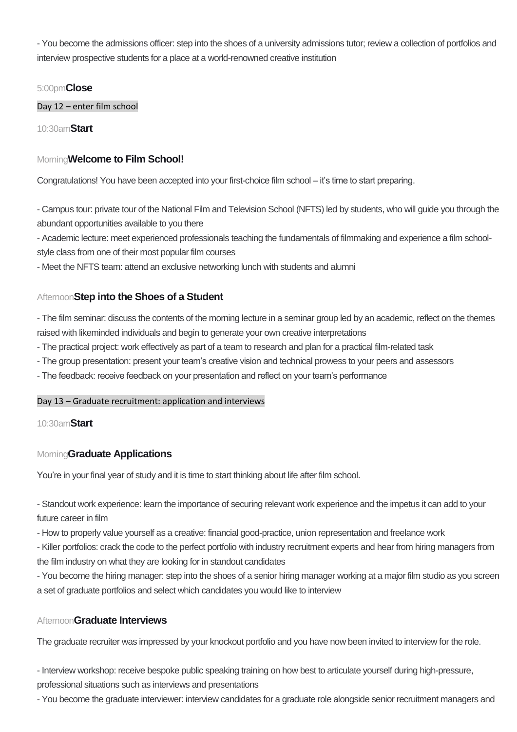- You become the admissions officer: step into the shoes of a university admissions tutor; review a collection of portfolios and interview prospective students for a place at a world-renowned creative institution

5:00pm**Close**

Day 12 – enter film school

10:30am**Start**

Morning**Welcome to Film School!**

Congratulations! You have been accepted into your first-choice film school – it's time to start preparing.

- Campus tour: private tour of the National Film and Television School (NFTS) led by students, who will guide you through the abundant opportunities available to you there
- Academic lecture: meet experienced professionals teaching the fundamentals of filmmaking and experience a film school-style class from one of their most popular film courses
- Meet the NFTS team: attend an exclusive networking lunch with students and alumni

Afternoon**Step into the Shoes of a Student**

- The film seminar: discuss the contents of the morning lecture in a seminar group led by an academic, reflect on the themes raised with likeminded individuals and begin to generate your own creative interpretations
- The practical project: work effectively as part of a team to research and plan for a practical film-related task
- The group presentation: present your team's creative vision and technical prowess to your peers and assessors
- The feedback: receive feedback on your presentation and reflect on your team's performance

Day 13 – Graduate recruitment: application and interviews

10:30am**Start**

Morning**Graduate Applications**

You're in your final year of study and it is time to start thinking about life after film school.

- Standout work experience: learn the importance of securing relevant work experience and the impetus it can add to your future career in film
- How to properly value yourself as a creative: financial good-practice, union representation and freelance work
- Killer portfolios: crack the code to the perfect portfolio with industry recruitment experts and hear from hiring managers from the film industry on what they are looking for in standout candidates
- You become the hiring manager: step into the shoes of a senior hiring manager working at a major film studio as you screen a set of graduate portfolios and select which candidates you would like to interview

Afternoon**Graduate Interviews**

The graduate recruiter was impressed by your knockout portfolio and you have now been invited to interview for the role.

- Interview workshop: receive bespoke public speaking training on how best to articulate yourself during high-pressure, professional situations such as interviews and presentations
- You become the graduate interviewer: interview candidates for a graduate role alongside senior recruitment managers and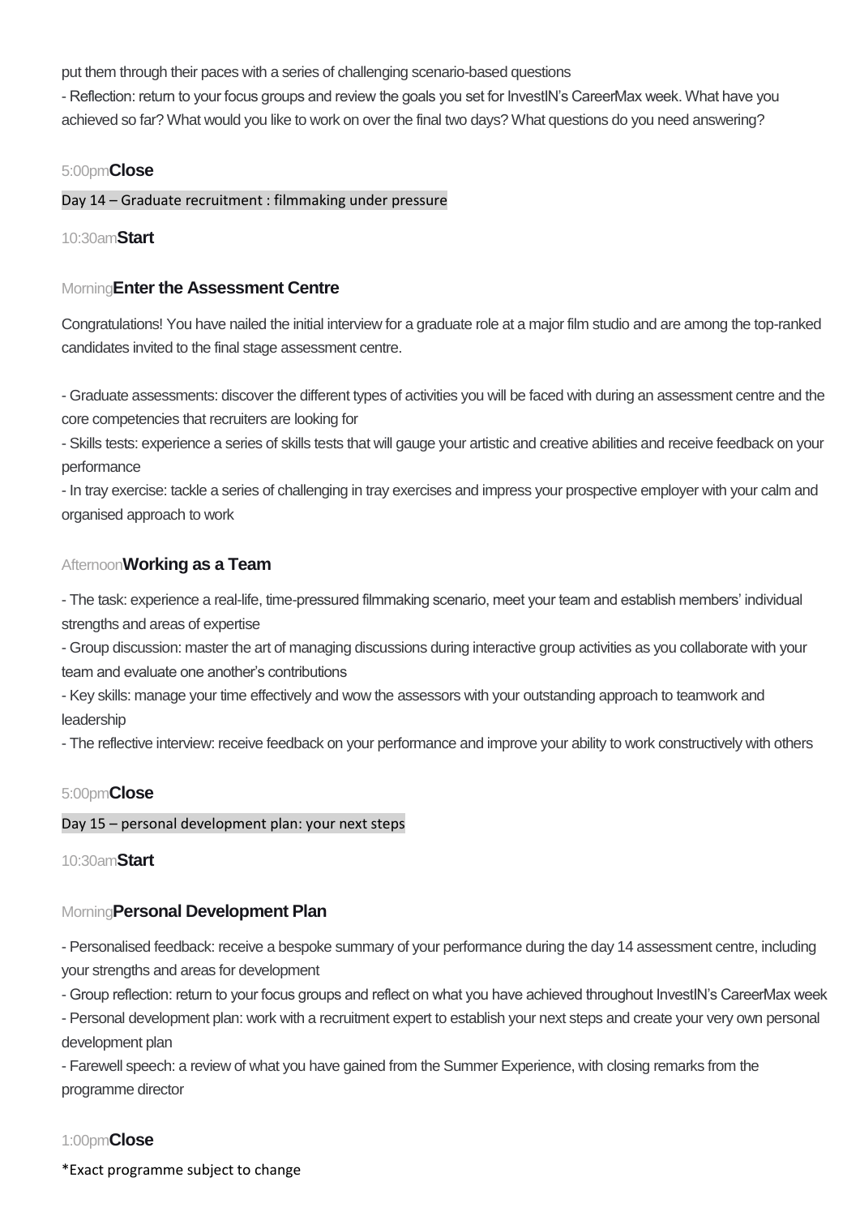put them through their paces with a series of challenging scenario-based questions

- Reflection: return to your focus groups and review the goals you set for InvestIN's CareerMax week. What have you achieved so far? What would you like to work on over the final two days? What questions do you need answering?

5:00pm **Close**

Day 14 – Graduate recruitment : filmmaking under pressure

10:30am **Start**

### Morning **Enter the Assessment Centre**

Congratulations! You have nailed the initial interview for a graduate role at a major film studio and are among the top-ranked candidates invited to the final stage assessment centre.

- Graduate assessments: discover the different types of activities you will be faced with during an assessment centre and the core competencies that recruiters are looking for
- Skills tests: experience a series of skills tests that will gauge your artistic and creative abilities and receive feedback on your performance
- In tray exercise: tackle a series of challenging in tray exercises and impress your prospective employer with your calm and organised approach to work

### Afternoon **Working as a Team**

- The task: experience a real-life, time-pressured filmmaking scenario, meet your team and establish members' individual strengths and areas of expertise
- Group discussion: master the art of managing discussions during interactive group activities as you collaborate with your team and evaluate one another's contributions
- Key skills: manage your time effectively and wow the assessors with your outstanding approach to teamwork and leadership
- The reflective interview: receive feedback on your performance and improve your ability to work constructively with others

5:00pm **Close**

Day 15 – personal development plan: your next steps

10:30am **Start**

### Morning **Personal Development Plan**

- Personalised feedback: receive a bespoke summary of your performance during the day 14 assessment centre, including your strengths and areas for development
- Group reflection: return to your focus groups and reflect on what you have achieved throughout InvestIN's CareerMax week
- Personal development plan: work with a recruitment expert to establish your next steps and create your very own personal development plan
- Farewell speech: a review of what you have gained from the Summer Experience, with closing remarks from the programme director

1:00pm **Close**

*Exact programme subject to change